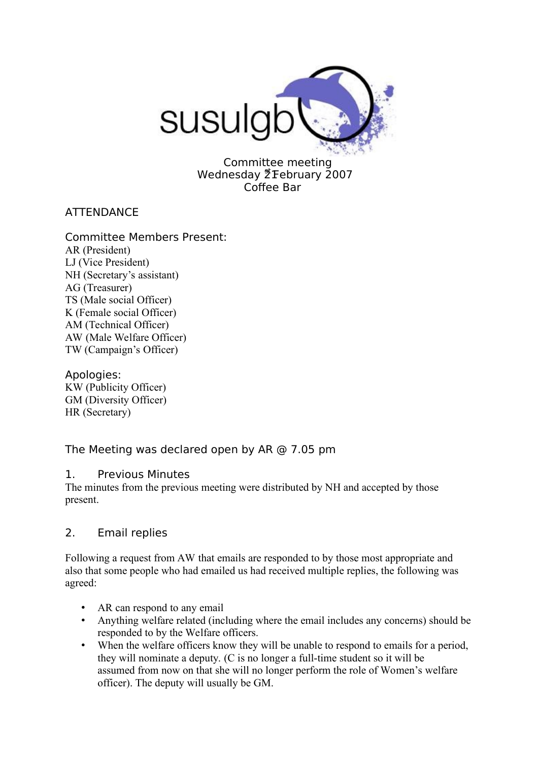susulgb

Committee meeting
Wednesday 21st February 2007
Coffee Bar

## ATTENDANCE

### Committee Members Present:

AR (President)
LJ (Vice President)
NH (Secretary's assistant)
AG (Treasurer)
TS (Male social Officer)
K (Female social Officer)
AM (Technical Officer)
AW (Male Welfare Officer)
TW (Campaign's Officer)

### Apologies:

KW (Publicity Officer)
GM (Diversity Officer)
HR (Secretary)

The Meeting was declared open by AR @ 7.05 pm

## 1. Previous Minutes

The minutes from the previous meeting were distributed by NH and accepted by those present.

## 2. Email replies

Following a request from AW that emails are responded to by those most appropriate and also that some people who had emailed us had received multiple replies, the following was agreed:

- AR can respond to any email
- Anything welfare related (including where the email includes any concerns) should be responded to by the Welfare officers.
- When the welfare officers know they will be unable to respond to emails for a period, they will nominate a deputy. (C is no longer a full-time student so it will be assumed from now on that she will no longer perform the role of Women's welfare officer). The deputy will usually be GM.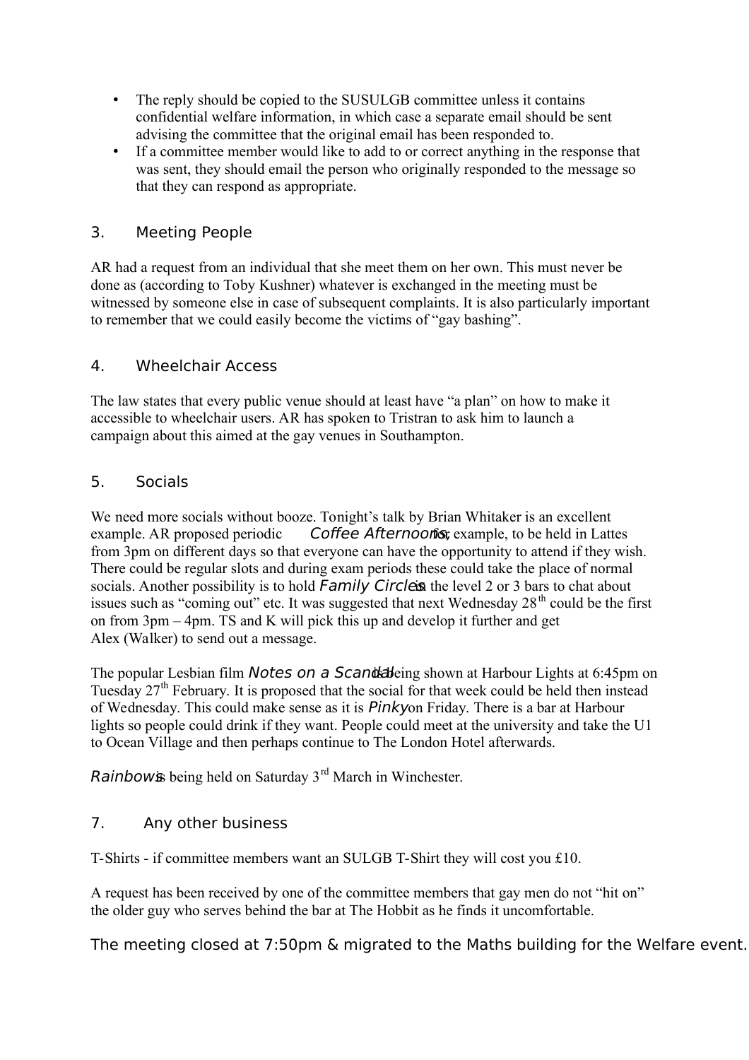- The reply should be copied to the SUSULGB committee unless it contains confidential welfare information, in which case a separate email should be sent advising the committee that the original email has been responded to.
- If a committee member would like to add to or correct anything in the response that was sent, they should email the person who originally responded to the message so that they can respond as appropriate.

## 3. Meeting People

AR had a request from an individual that she meet them on her own. This must never be done as (according to Toby Kushner) whatever is exchanged in the meeting must be witnessed by someone else in case of subsequent complaints. It is also particularly important to remember that we could easily become the victims of "gay bashing".

## 4. Wheelchair Access

The law states that every public venue should at least have "a plan" on how to make it accessible to wheelchair users. AR has spoken to Tristran to ask him to launch a campaign about this aimed at the gay venues in Southampton.

## 5. Socials

We need more socials without booze. Tonight's talk by Brian Whitaker is an excellent example. AR proposed periodic *Coffee Afternoons*, for example, to be held in Lattes from 3pm on different days so that everyone can have the opportunity to attend if they wish. There could be regular slots and during exam periods these could take the place of normal socials. Another possibility is to hold *Family Circles* in the level 2 or 3 bars to chat about issues such as "coming out" etc. It was suggested that next Wednesday 28th could be the first on from 3pm – 4pm. TS and K will pick this up and develop it further and get Alex (Walker) to send out a message.

The popular Lesbian film *Notes on a Scandal* is being shown at Harbour Lights at 6:45pm on Tuesday 27th February. It is proposed that the social for that week could be held then instead of Wednesday. This could make sense as it is *Pinky* on Friday. There is a bar at Harbour lights so people could drink if they want. People could meet at the university and take the U1 to Ocean Village and then perhaps continue to The London Hotel afterwards.

*Rainbows* is being held on Saturday 3rd March in Winchester.

## 7. Any other business

T-Shirts - if committee members want an SULGB T-Shirt they will cost you £10.

A request has been received by one of the committee members that gay men do not "hit on" the older guy who serves behind the bar at The Hobbit as he finds it uncomfortable.

The meeting closed at 7:50pm & migrated to the Maths building for the Welfare event.